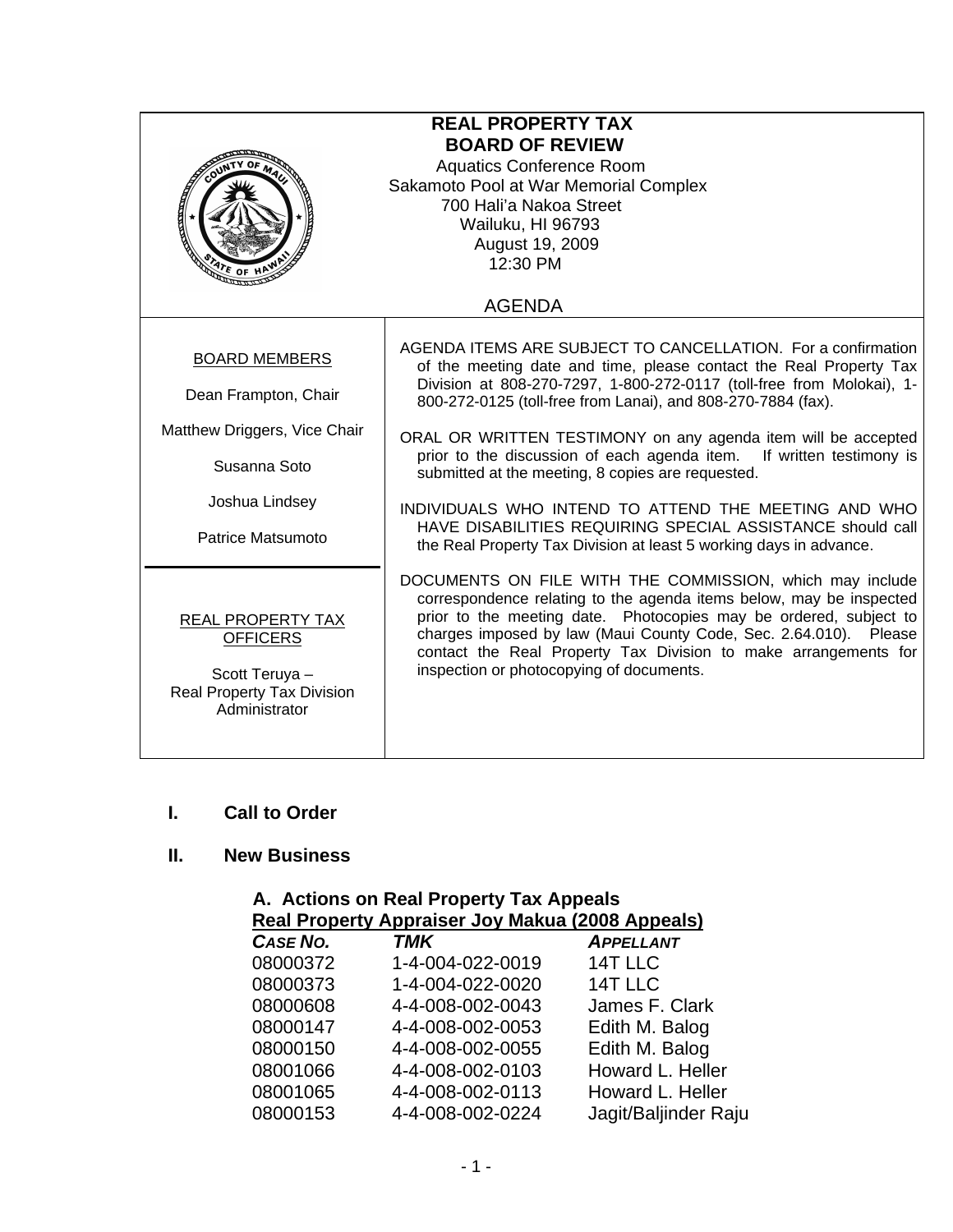# REAL PROPERTY TAX BOARD OF REVIEW

Aquatics Conference Room
Sakamoto Pool at War Memorial Complex
700 Hali'a Nakoa Street
Wailuku, HI 96793
August 19, 2009
12:30 PM

## AGENDA

**BOARD MEMBERS**

Dean Frampton, Chair

Matthew Driggers, Vice Chair

Susanna Soto

Joshua Lindsey

Patrice Matsumoto

**REAL PROPERTY TAX OFFICERS**

Scott Teruya – Real Property Tax Division Administrator

AGENDA ITEMS ARE SUBJECT TO CANCELLATION. For a confirmation of the meeting date and time, please contact the Real Property Tax Division at 808-270-7297, 1-800-272-0117 (toll-free from Molokai), 1-800-272-0125 (toll-free from Lanai), and 808-270-7884 (fax).

ORAL OR WRITTEN TESTIMONY on any agenda item will be accepted prior to the discussion of each agenda item. If written testimony is submitted at the meeting, 8 copies are requested.

INDIVIDUALS WHO INTEND TO ATTEND THE MEETING AND WHO HAVE DISABILITIES REQUIRING SPECIAL ASSISTANCE should call the Real Property Tax Division at least 5 working days in advance.

DOCUMENTS ON FILE WITH THE COMMISSION, which may include correspondence relating to the agenda items below, may be inspected prior to the meeting date. Photocopies may be ordered, subject to charges imposed by law (Maui County Code, Sec. 2.64.010). Please contact the Real Property Tax Division to make arrangements for inspection or photocopying of documents.

## I. Call to Order

## II. New Business

### A. Actions on Real Property Tax Appeals

**Real Property Appraiser Joy Makua (2008 Appeals)**

| CASE NO. | TMK | APPELLANT |
|---|---|---|
| 08000372 | 1-4-004-022-0019 | 14T LLC |
| 08000373 | 1-4-004-022-0020 | 14T LLC |
| 08000608 | 4-4-008-002-0043 | James F. Clark |
| 08000147 | 4-4-008-002-0053 | Edith M. Balog |
| 08000150 | 4-4-008-002-0055 | Edith M. Balog |
| 08001066 | 4-4-008-002-0103 | Howard L. Heller |
| 08001065 | 4-4-008-002-0113 | Howard L. Heller |
| 08000153 | 4-4-008-002-0224 | Jagit/Baljinder Raju |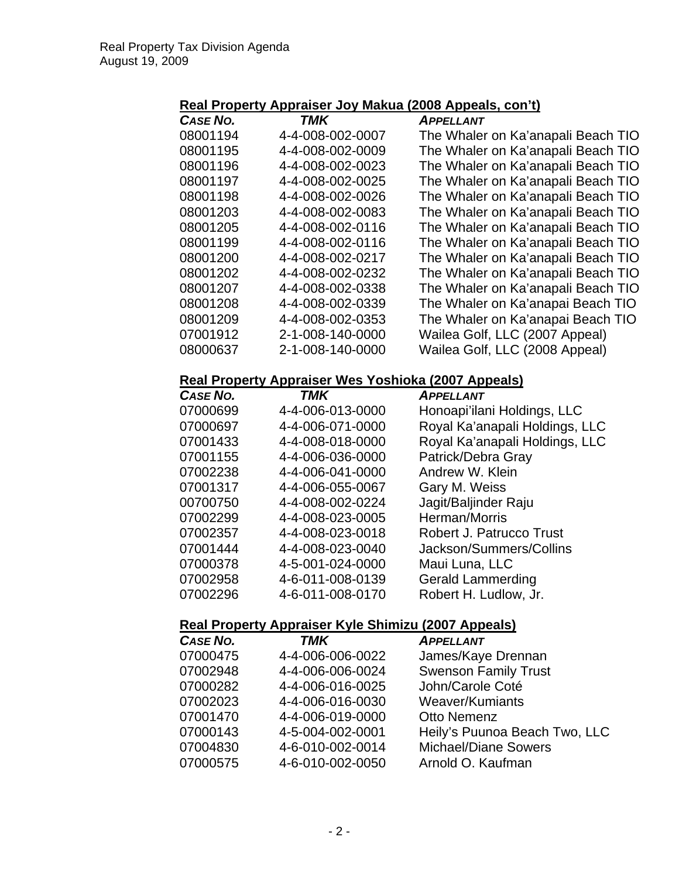## Real Property Appraiser Joy Makua (2008 Appeals, con't)

| *CASE NO.* | *TMK* | *APPELLANT* |
| --- | --- | --- |
| 08001194 | 4-4-008-002-0007 | The Whaler on Ka'anapali Beach TIO |
| 08001195 | 4-4-008-002-0009 | The Whaler on Ka'anapali Beach TIO |
| 08001196 | 4-4-008-002-0023 | The Whaler on Ka'anapali Beach TIO |
| 08001197 | 4-4-008-002-0025 | The Whaler on Ka'anapali Beach TIO |
| 08001198 | 4-4-008-002-0026 | The Whaler on Ka'anapali Beach TIO |
| 08001203 | 4-4-008-002-0083 | The Whaler on Ka'anapali Beach TIO |
| 08001205 | 4-4-008-002-0116 | The Whaler on Ka'anapali Beach TIO |
| 08001199 | 4-4-008-002-0116 | The Whaler on Ka'anapali Beach TIO |
| 08001200 | 4-4-008-002-0217 | The Whaler on Ka'anapali Beach TIO |
| 08001202 | 4-4-008-002-0232 | The Whaler on Ka'anapali Beach TIO |
| 08001207 | 4-4-008-002-0338 | The Whaler on Ka'anapali Beach TIO |
| 08001208 | 4-4-008-002-0339 | The Whaler on Ka'anapai Beach TIO |
| 08001209 | 4-4-008-002-0353 | The Whaler on Ka'anapai Beach TIO |
| 07001912 | 2-1-008-140-0000 | Wailea Golf, LLC (2007 Appeal) |
| 08000637 | 2-1-008-140-0000 | Wailea Golf, LLC (2008 Appeal) |

## Real Property Appraiser Wes Yoshioka (2007 Appeals)

| *CASE NO.* | *TMK* | *APPELLANT* |
| --- | --- | --- |
| 07000699 | 4-4-006-013-0000 | Honoapi'ilani Holdings, LLC |
| 07000697 | 4-4-006-071-0000 | Royal Ka'anapali Holdings, LLC |
| 07001433 | 4-4-008-018-0000 | Royal Ka'anapali Holdings, LLC |
| 07001155 | 4-4-006-036-0000 | Patrick/Debra Gray |
| 07002238 | 4-4-006-041-0000 | Andrew W. Klein |
| 07001317 | 4-4-006-055-0067 | Gary M. Weiss |
| 00700750 | 4-4-008-002-0224 | Jagit/Baljinder Raju |
| 07002299 | 4-4-008-023-0005 | Herman/Morris |
| 07002357 | 4-4-008-023-0018 | Robert J. Patrucco Trust |
| 07001444 | 4-4-008-023-0040 | Jackson/Summers/Collins |
| 07000378 | 4-5-001-024-0000 | Maui Luna, LLC |
| 07002958 | 4-6-011-008-0139 | Gerald Lammerding |
| 07002296 | 4-6-011-008-0170 | Robert H. Ludlow, Jr. |

## Real Property Appraiser Kyle Shimizu (2007 Appeals)

| *CASE NO.* | *TMK* | *APPELLANT* |
| --- | --- | --- |
| 07000475 | 4-4-006-006-0022 | James/Kaye Drennan |
| 07002948 | 4-4-006-006-0024 | Swenson Family Trust |
| 07000282 | 4-4-006-016-0025 | John/Carole Coté |
| 07002023 | 4-4-006-016-0030 | Weaver/Kumiants |
| 07001470 | 4-4-006-019-0000 | Otto Nemenz |
| 07000143 | 4-5-004-002-0001 | Heily's Puunoa Beach Two, LLC |
| 07004830 | 4-6-010-002-0014 | Michael/Diane Sowers |
| 07000575 | 4-6-010-002-0050 | Arnold O. Kaufman |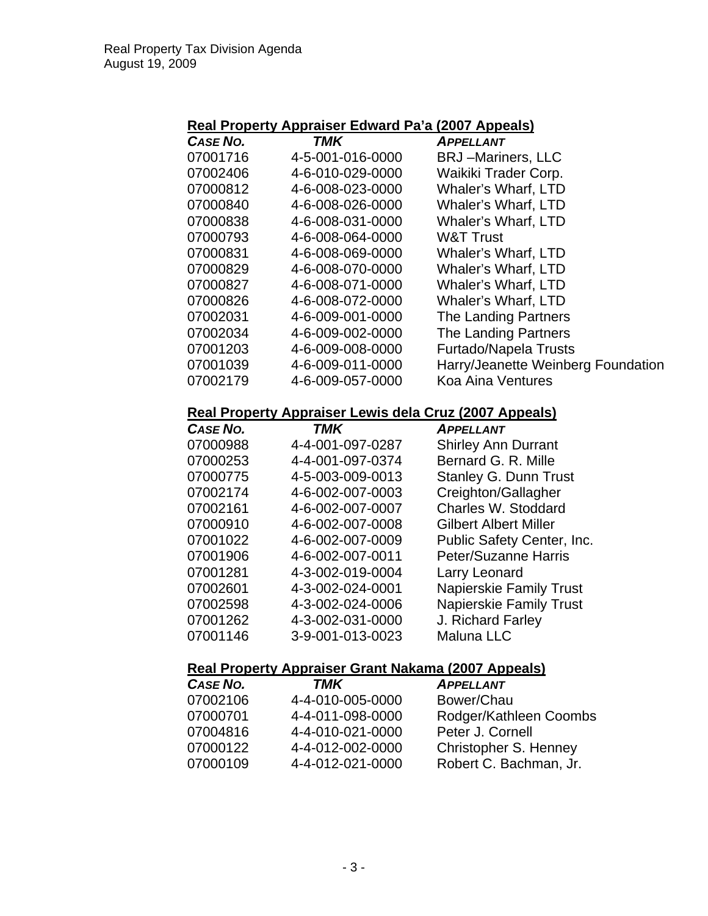**Real Property Appraiser Edward Pa'a (2007 Appeals)**

| *CASE NO.* | *TMK* | *APPELLANT* |
|---|---|---|
| 07001716 | 4-5-001-016-0000 | BRJ –Mariners, LLC |
| 07002406 | 4-6-010-029-0000 | Waikiki Trader Corp. |
| 07000812 | 4-6-008-023-0000 | Whaler's Wharf, LTD |
| 07000840 | 4-6-008-026-0000 | Whaler's Wharf, LTD |
| 07000838 | 4-6-008-031-0000 | Whaler's Wharf, LTD |
| 07000793 | 4-6-008-064-0000 | W&T Trust |
| 07000831 | 4-6-008-069-0000 | Whaler's Wharf, LTD |
| 07000829 | 4-6-008-070-0000 | Whaler's Wharf, LTD |
| 07000827 | 4-6-008-071-0000 | Whaler's Wharf, LTD |
| 07000826 | 4-6-008-072-0000 | Whaler's Wharf, LTD |
| 07002031 | 4-6-009-001-0000 | The Landing Partners |
| 07002034 | 4-6-009-002-0000 | The Landing Partners |
| 07001203 | 4-6-009-008-0000 | Furtado/Napela Trusts |
| 07001039 | 4-6-009-011-0000 | Harry/Jeanette Weinberg Foundation |
| 07002179 | 4-6-009-057-0000 | Koa Aina Ventures |

**Real Property Appraiser Lewis dela Cruz (2007 Appeals)**

| *CASE NO.* | *TMK* | *APPELLANT* |
|---|---|---|
| 07000988 | 4-4-001-097-0287 | Shirley Ann Durrant |
| 07000253 | 4-4-001-097-0374 | Bernard G. R. Mille |
| 07000775 | 4-5-003-009-0013 | Stanley G. Dunn Trust |
| 07002174 | 4-6-002-007-0003 | Creighton/Gallagher |
| 07002161 | 4-6-002-007-0007 | Charles W. Stoddard |
| 07000910 | 4-6-002-007-0008 | Gilbert Albert Miller |
| 07001022 | 4-6-002-007-0009 | Public Safety Center, Inc. |
| 07001906 | 4-6-002-007-0011 | Peter/Suzanne Harris |
| 07001281 | 4-3-002-019-0004 | Larry Leonard |
| 07002601 | 4-3-002-024-0001 | Napierskie Family Trust |
| 07002598 | 4-3-002-024-0006 | Napierskie Family Trust |
| 07001262 | 4-3-002-031-0000 | J. Richard Farley |
| 07001146 | 3-9-001-013-0023 | Maluna LLC |

**Real Property Appraiser Grant Nakama (2007 Appeals)**

| *CASE NO.* | *TMK* | *APPELLANT* |
|---|---|---|
| 07002106 | 4-4-010-005-0000 | Bower/Chau |
| 07000701 | 4-4-011-098-0000 | Rodger/Kathleen Coombs |
| 07004816 | 4-4-010-021-0000 | Peter J. Cornell |
| 07000122 | 4-4-012-002-0000 | Christopher S. Henney |
| 07000109 | 4-4-012-021-0000 | Robert C. Bachman, Jr. |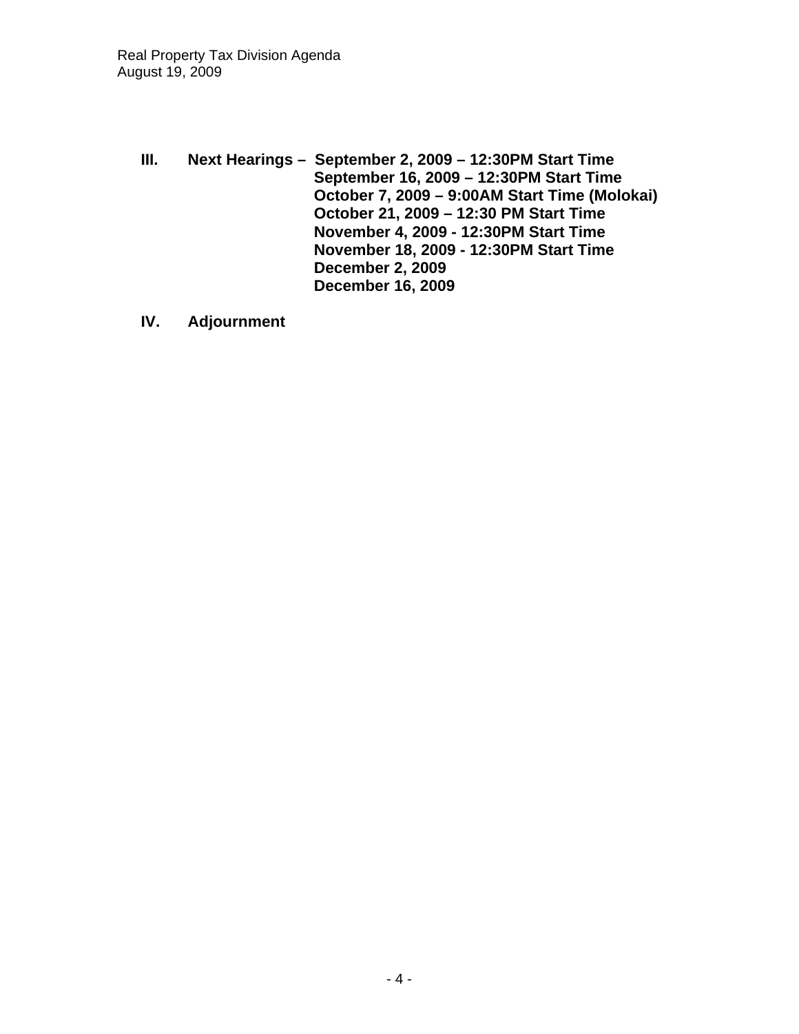**III. Next Hearings –** **September 2, 2009 – 12:30PM Start Time**
**September 16, 2009 – 12:30PM Start Time**
**October 7, 2009 – 9:00AM Start Time (Molokai)**
**October 21, 2009 – 12:30 PM Start Time**
**November 4, 2009 - 12:30PM Start Time**
**November 18, 2009 - 12:30PM Start Time**
**December 2, 2009**
**December 16, 2009**

**IV. Adjournment**